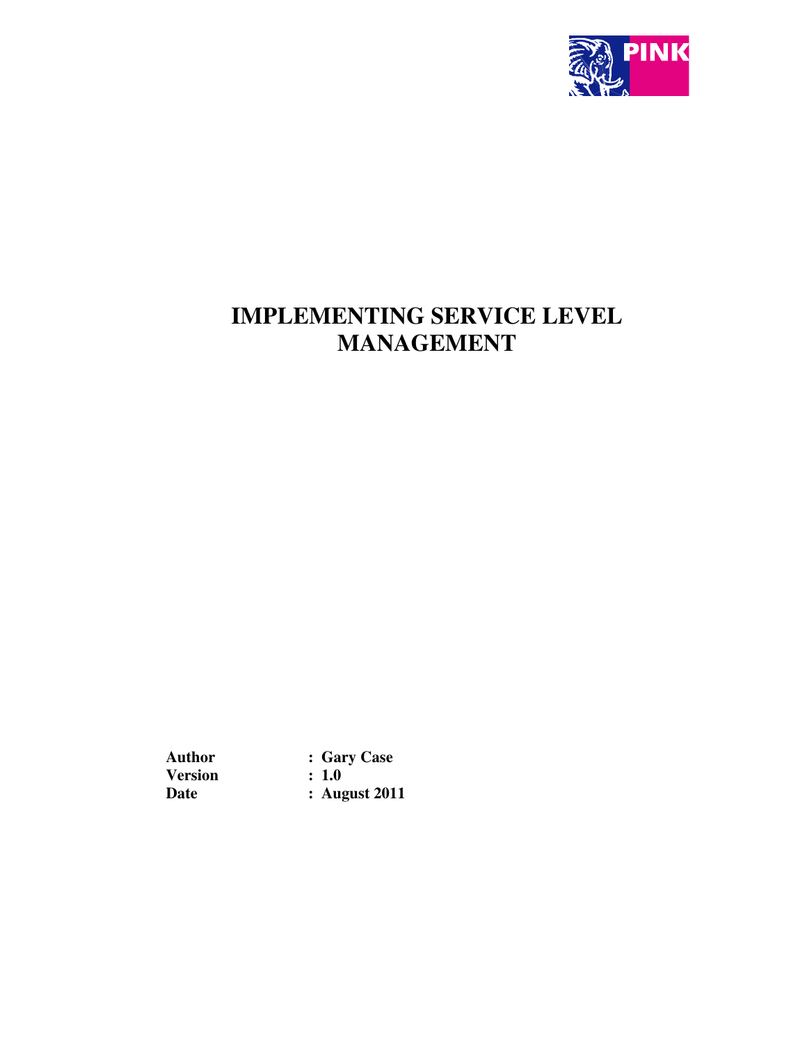# IMPLEMENTING SERVICE LEVEL MANAGEMENT

**Author** : **Gary Case**
**Version** : **1.0**
**Date** : **August 2011**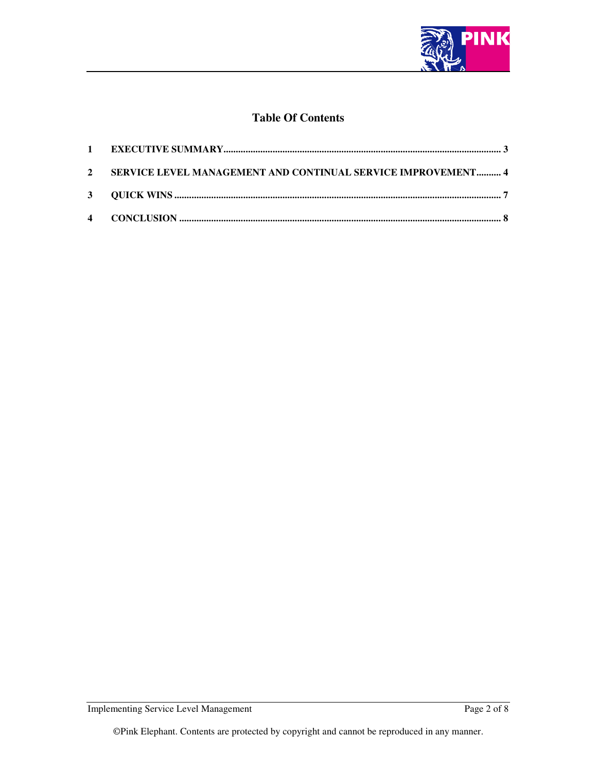# Table Of Contents

1 EXECUTIVE SUMMARY ........................................ 3

2 SERVICE LEVEL MANAGEMENT AND CONTINUAL SERVICE IMPROVEMENT .......... 4

3 QUICK WINS ........................................ 7

4 CONCLUSION ........................................ 8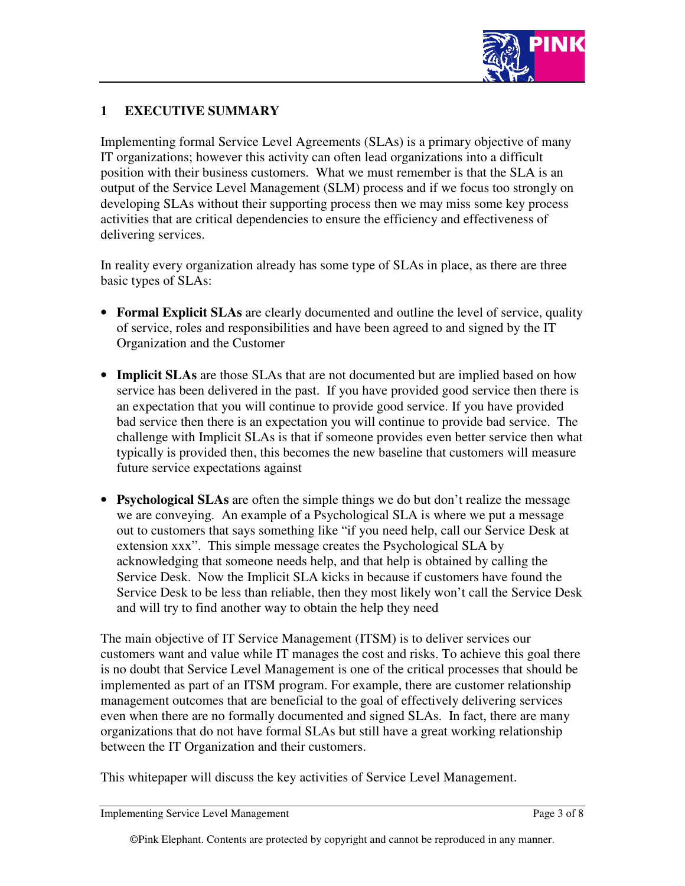# 1 EXECUTIVE SUMMARY

Implementing formal Service Level Agreements (SLAs) is a primary objective of many IT organizations; however this activity can often lead organizations into a difficult position with their business customers. What we must remember is that the SLA is an output of the Service Level Management (SLM) process and if we focus too strongly on developing SLAs without their supporting process then we may miss some key process activities that are critical dependencies to ensure the efficiency and effectiveness of delivering services.

In reality every organization already has some type of SLAs in place, as there are three basic types of SLAs:

- **Formal Explicit SLAs** are clearly documented and outline the level of service, quality of service, roles and responsibilities and have been agreed to and signed by the IT Organization and the Customer

- **Implicit SLAs** are those SLAs that are not documented but are implied based on how service has been delivered in the past. If you have provided good service then there is an expectation that you will continue to provide good service. If you have provided bad service then there is an expectation you will continue to provide bad service. The challenge with Implicit SLAs is that if someone provides even better service then what typically is provided then, this becomes the new baseline that customers will measure future service expectations against

- **Psychological SLAs** are often the simple things we do but don't realize the message we are conveying. An example of a Psychological SLA is where we put a message out to customers that says something like "if you need help, call our Service Desk at extension xxx". This simple message creates the Psychological SLA by acknowledging that someone needs help, and that help is obtained by calling the Service Desk. Now the Implicit SLA kicks in because if customers have found the Service Desk to be less than reliable, then they most likely won't call the Service Desk and will try to find another way to obtain the help they need

The main objective of IT Service Management (ITSM) is to deliver services our customers want and value while IT manages the cost and risks. To achieve this goal there is no doubt that Service Level Management is one of the critical processes that should be implemented as part of an ITSM program. For example, there are customer relationship management outcomes that are beneficial to the goal of effectively delivering services even when there are no formally documented and signed SLAs. In fact, there are many organizations that do not have formal SLAs but still have a great working relationship between the IT Organization and their customers.

This whitepaper will discuss the key activities of Service Level Management.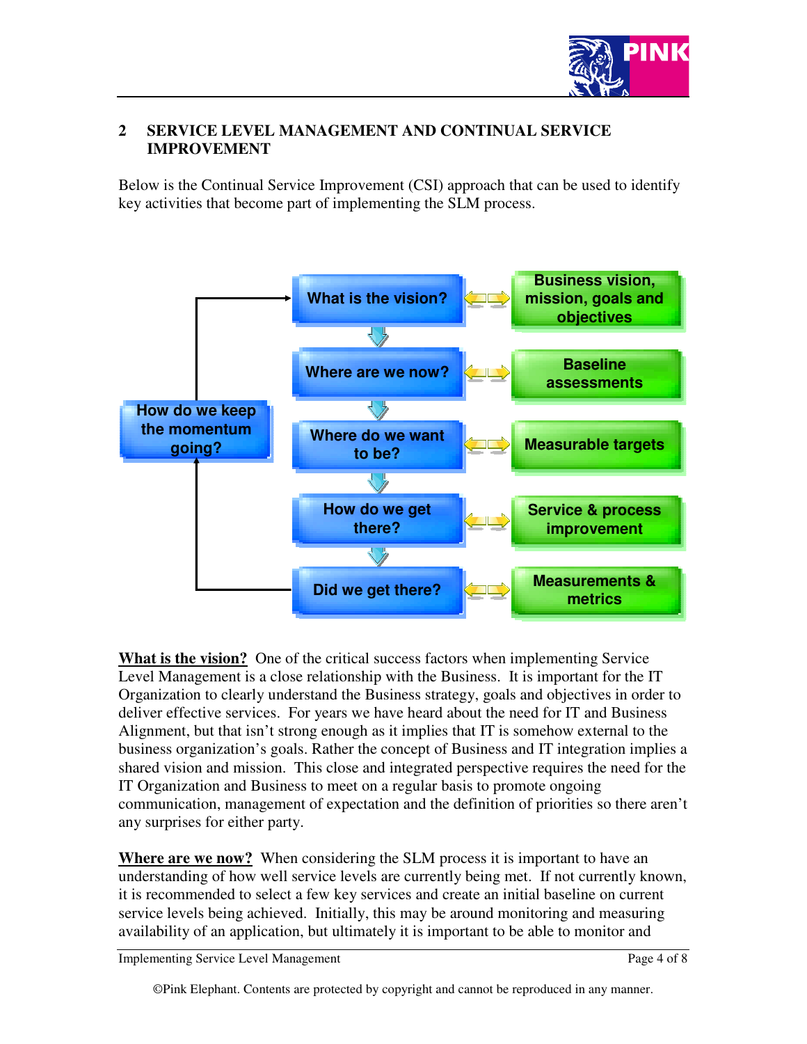## 2 SERVICE LEVEL MANAGEMENT AND CONTINUAL SERVICE IMPROVEMENT

Below is the Continual Service Improvement (CSI) approach that can be used to identify key activities that become part of implementing the SLM process.

| CSI Question | Activity |
|---|---|
| What is the vision? | Business vision, mission, goals and objectives |
| Where are we now? | Baseline assessments |
| Where do we want to be? | Measurable targets |
| How do we get there? | Service & process improvement |
| Did we get there? | Measurements & metrics |

How do we keep the momentum going? (loops from "Did we get there?" back to "What is the vision?")

**What is the vision?** One of the critical success factors when implementing Service Level Management is a close relationship with the Business. It is important for the IT Organization to clearly understand the Business strategy, goals and objectives in order to deliver effective services. For years we have heard about the need for IT and Business Alignment, but that isn't strong enough as it implies that IT is somehow external to the business organization's goals. Rather the concept of Business and IT integration implies a shared vision and mission. This close and integrated perspective requires the need for the IT Organization and Business to meet on a regular basis to promote ongoing communication, management of expectation and the definition of priorities so there aren't any surprises for either party.

**Where are we now?** When considering the SLM process it is important to have an understanding of how well service levels are currently being met. If not currently known, it is recommended to select a few key services and create an initial baseline on current service levels being achieved. Initially, this may be around monitoring and measuring availability of an application, but ultimately it is important to be able to monitor and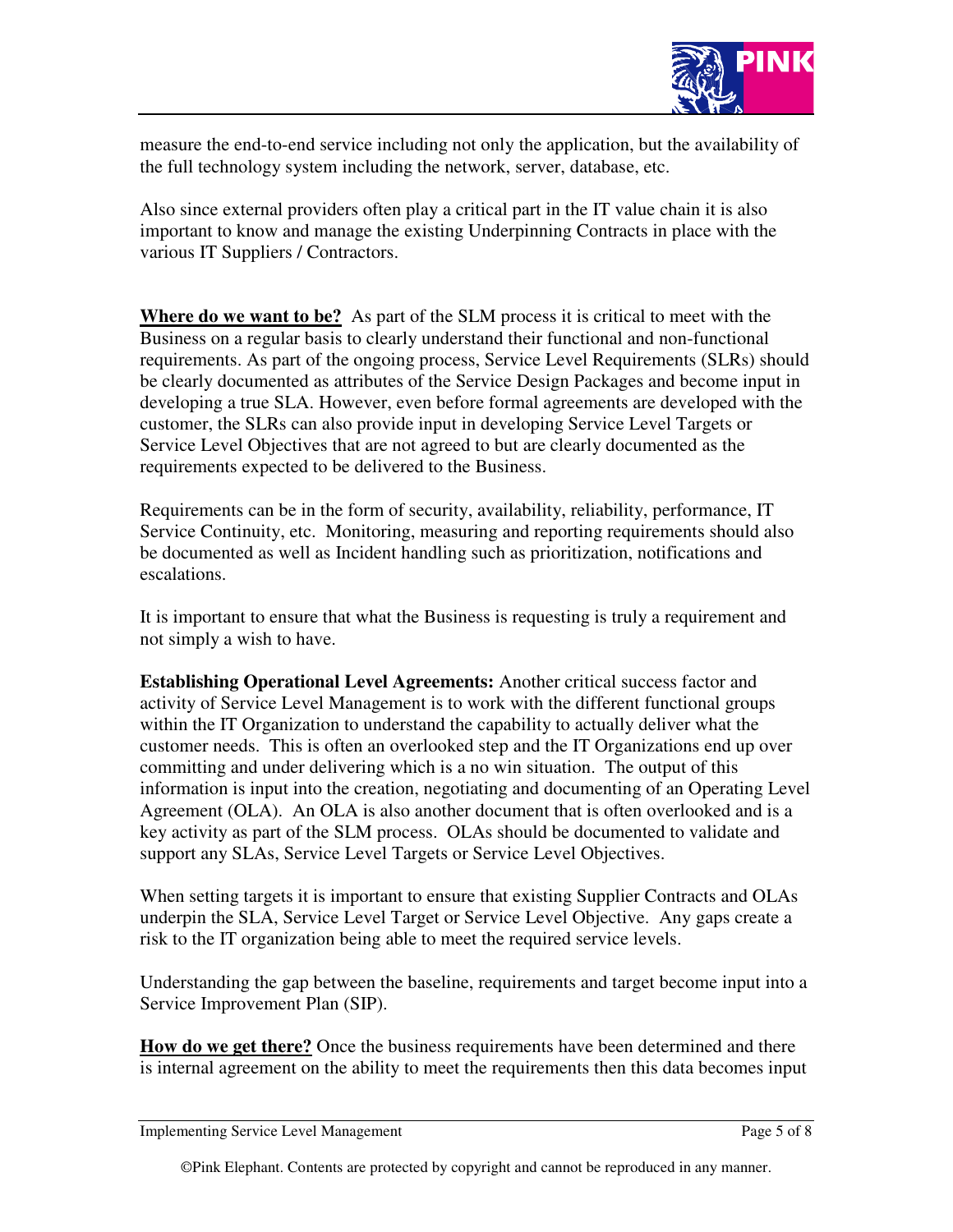measure the end-to-end service including not only the application, but the availability of the full technology system including the network, server, database, etc.

Also since external providers often play a critical part in the IT value chain it is also important to know and manage the existing Underpinning Contracts in place with the various IT Suppliers / Contractors.

**Where do we want to be?** As part of the SLM process it is critical to meet with the Business on a regular basis to clearly understand their functional and non-functional requirements. As part of the ongoing process, Service Level Requirements (SLRs) should be clearly documented as attributes of the Service Design Packages and become input in developing a true SLA. However, even before formal agreements are developed with the customer, the SLRs can also provide input in developing Service Level Targets or Service Level Objectives that are not agreed to but are clearly documented as the requirements expected to be delivered to the Business.

Requirements can be in the form of security, availability, reliability, performance, IT Service Continuity, etc. Monitoring, measuring and reporting requirements should also be documented as well as Incident handling such as prioritization, notifications and escalations.

It is important to ensure that what the Business is requesting is truly a requirement and not simply a wish to have.

**Establishing Operational Level Agreements:** Another critical success factor and activity of Service Level Management is to work with the different functional groups within the IT Organization to understand the capability to actually deliver what the customer needs. This is often an overlooked step and the IT Organizations end up over committing and under delivering which is a no win situation. The output of this information is input into the creation, negotiating and documenting of an Operating Level Agreement (OLA). An OLA is also another document that is often overlooked and is a key activity as part of the SLM process. OLAs should be documented to validate and support any SLAs, Service Level Targets or Service Level Objectives.

When setting targets it is important to ensure that existing Supplier Contracts and OLAs underpin the SLA, Service Level Target or Service Level Objective. Any gaps create a risk to the IT organization being able to meet the required service levels.

Understanding the gap between the baseline, requirements and target become input into a Service Improvement Plan (SIP).

**How do we get there?** Once the business requirements have been determined and there is internal agreement on the ability to meet the requirements then this data becomes input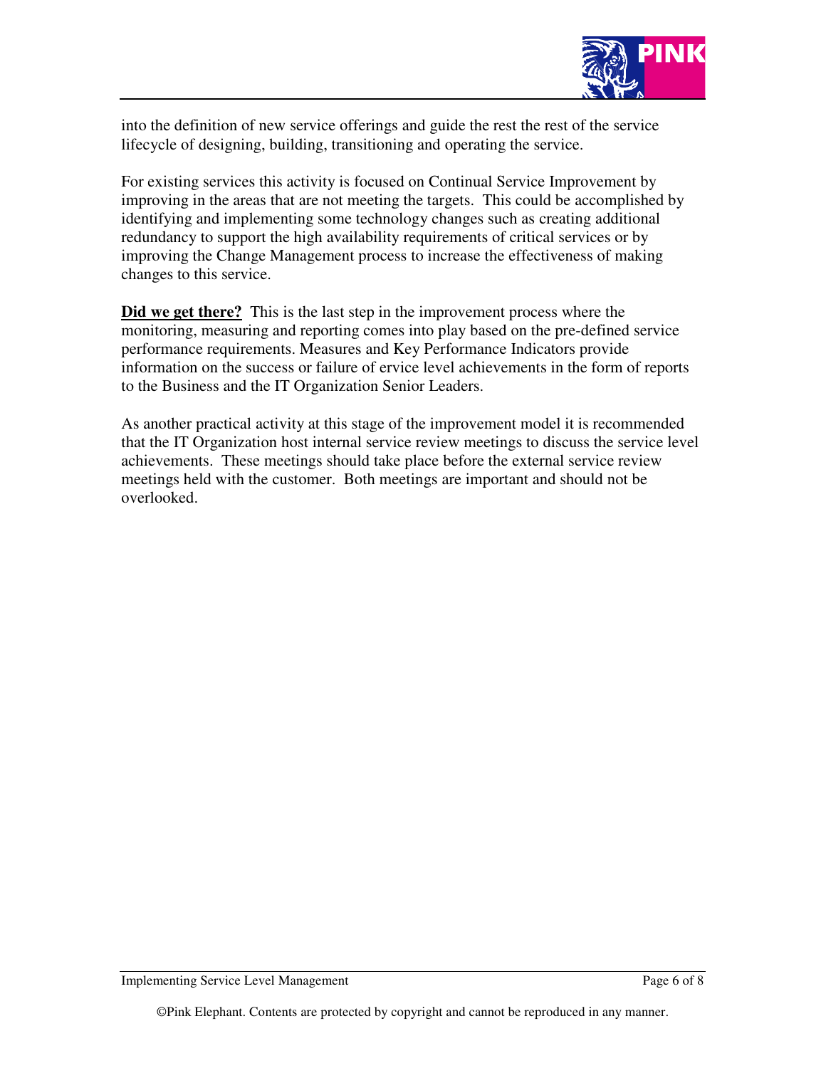into the definition of new service offerings and guide the rest the rest of the service lifecycle of designing, building, transitioning and operating the service.

For existing services this activity is focused on Continual Service Improvement by improving in the areas that are not meeting the targets. This could be accomplished by identifying and implementing some technology changes such as creating additional redundancy to support the high availability requirements of critical services or by improving the Change Management process to increase the effectiveness of making changes to this service.

**Did we get there?** This is the last step in the improvement process where the monitoring, measuring and reporting comes into play based on the pre-defined service performance requirements. Measures and Key Performance Indicators provide information on the success or failure of ervice level achievements in the form of reports to the Business and the IT Organization Senior Leaders.

As another practical activity at this stage of the improvement model it is recommended that the IT Organization host internal service review meetings to discuss the service level achievements. These meetings should take place before the external service review meetings held with the customer. Both meetings are important and should not be overlooked.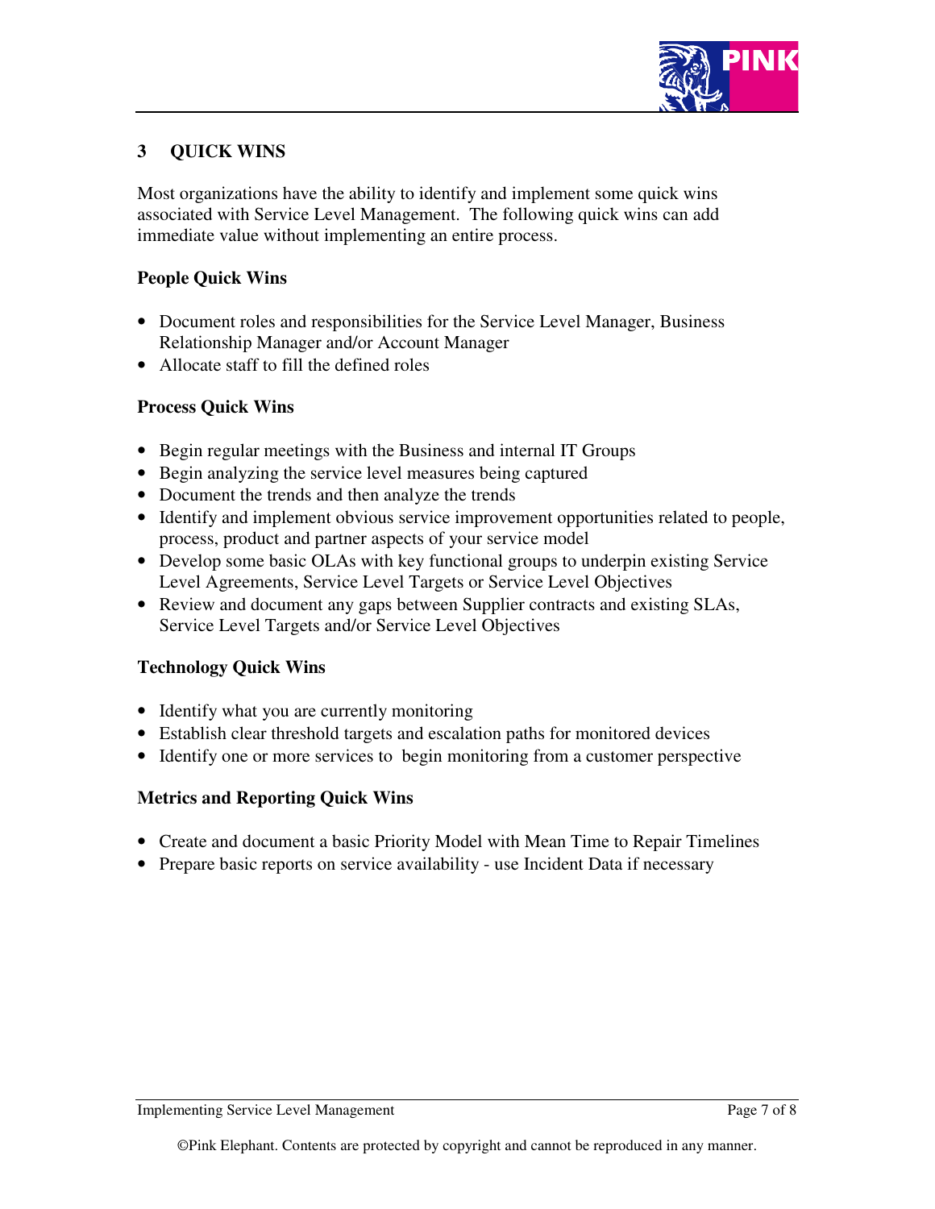# 3 QUICK WINS

Most organizations have the ability to identify and implement some quick wins associated with Service Level Management. The following quick wins can add immediate value without implementing an entire process.

**People Quick Wins**

- Document roles and responsibilities for the Service Level Manager, Business Relationship Manager and/or Account Manager
- Allocate staff to fill the defined roles

**Process Quick Wins**

- Begin regular meetings with the Business and internal IT Groups
- Begin analyzing the service level measures being captured
- Document the trends and then analyze the trends
- Identify and implement obvious service improvement opportunities related to people, process, product and partner aspects of your service model
- Develop some basic OLAs with key functional groups to underpin existing Service Level Agreements, Service Level Targets or Service Level Objectives
- Review and document any gaps between Supplier contracts and existing SLAs, Service Level Targets and/or Service Level Objectives

**Technology Quick Wins**

- Identify what you are currently monitoring
- Establish clear threshold targets and escalation paths for monitored devices
- Identify one or more services to begin monitoring from a customer perspective

**Metrics and Reporting Quick Wins**

- Create and document a basic Priority Model with Mean Time to Repair Timelines
- Prepare basic reports on service availability - use Incident Data if necessary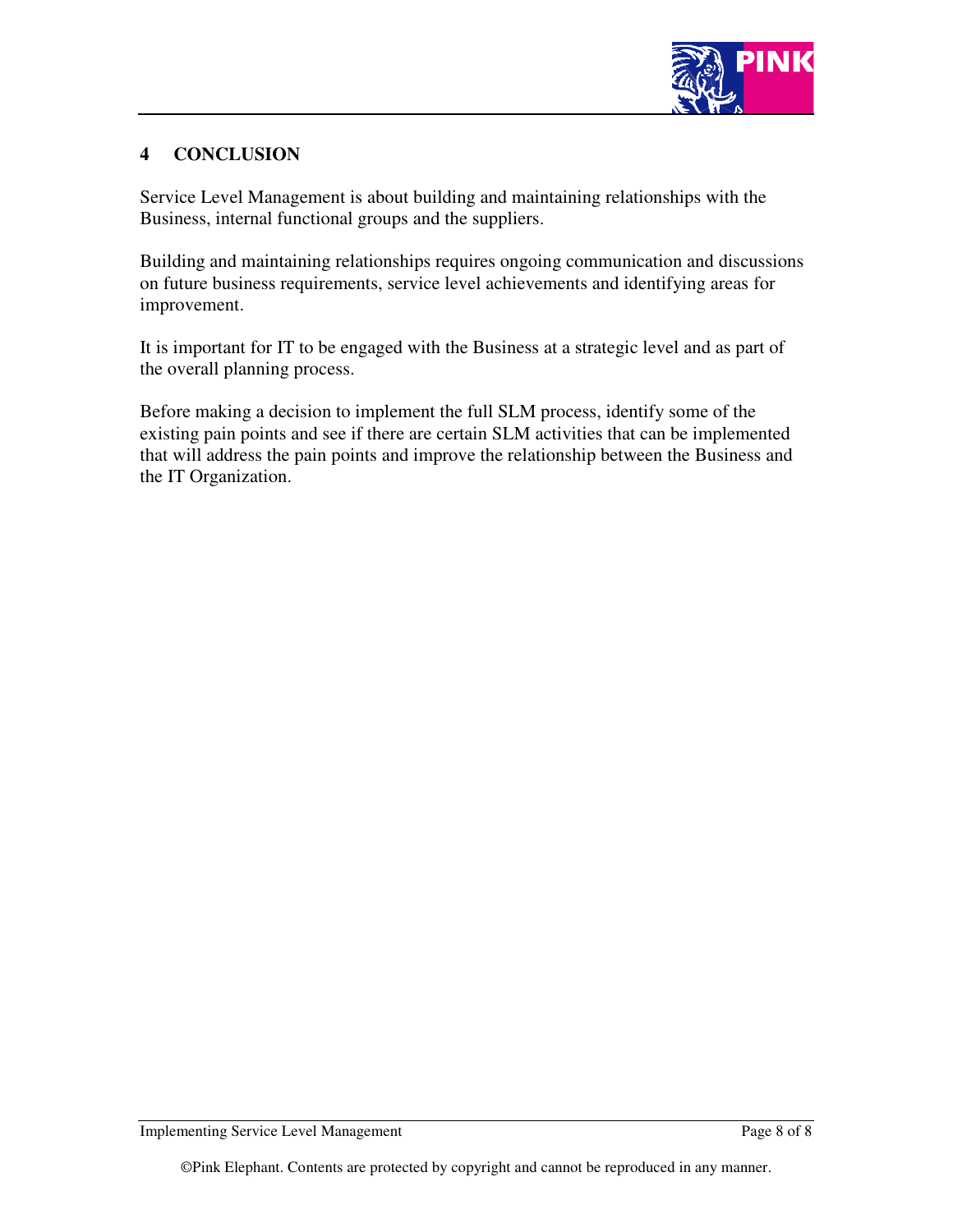# 4 CONCLUSION

Service Level Management is about building and maintaining relationships with the Business, internal functional groups and the suppliers.

Building and maintaining relationships requires ongoing communication and discussions on future business requirements, service level achievements and identifying areas for improvement.

It is important for IT to be engaged with the Business at a strategic level and as part of the overall planning process.

Before making a decision to implement the full SLM process, identify some of the existing pain points and see if there are certain SLM activities that can be implemented that will address the pain points and improve the relationship between the Business and the IT Organization.